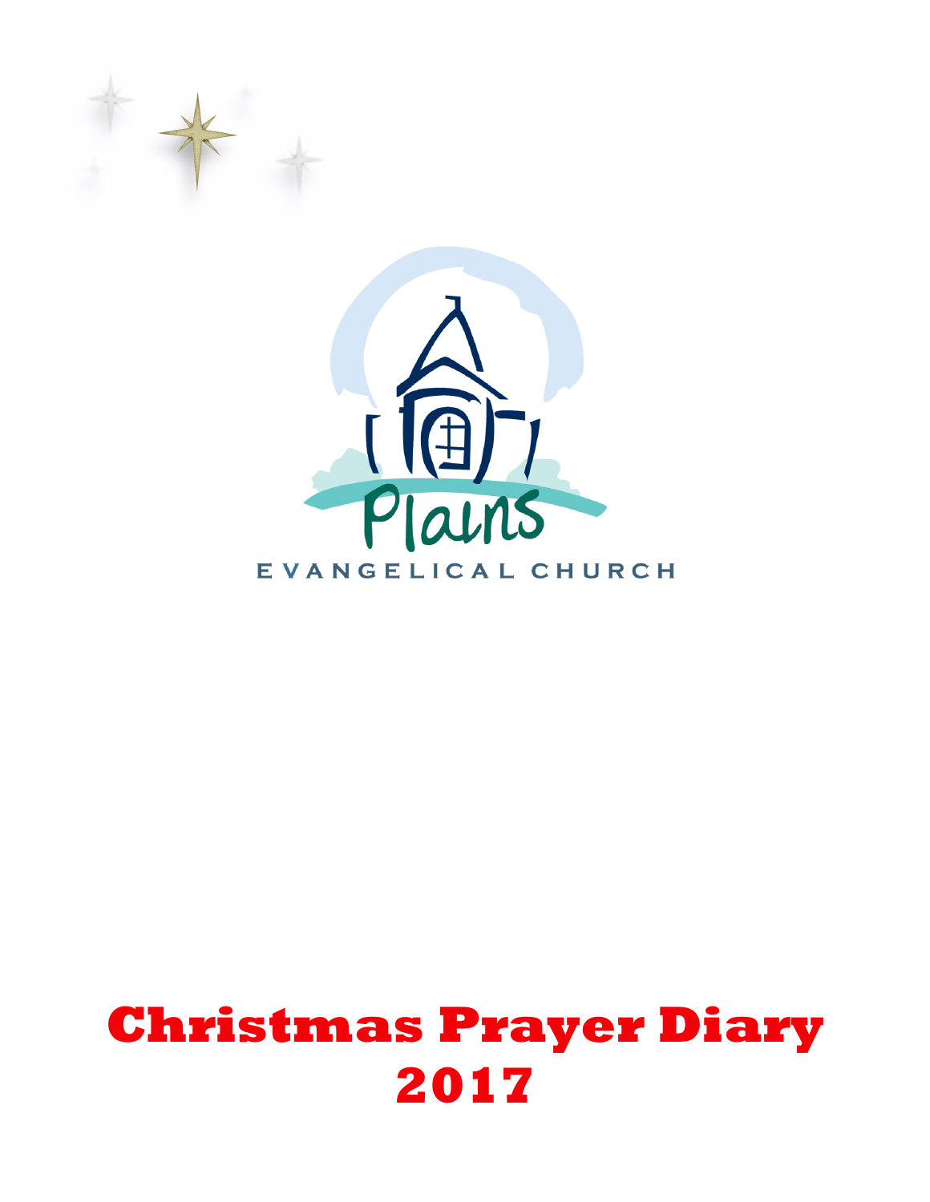Plains

EVANGELICAL CHURCH

# Christmas Prayer Diary 2017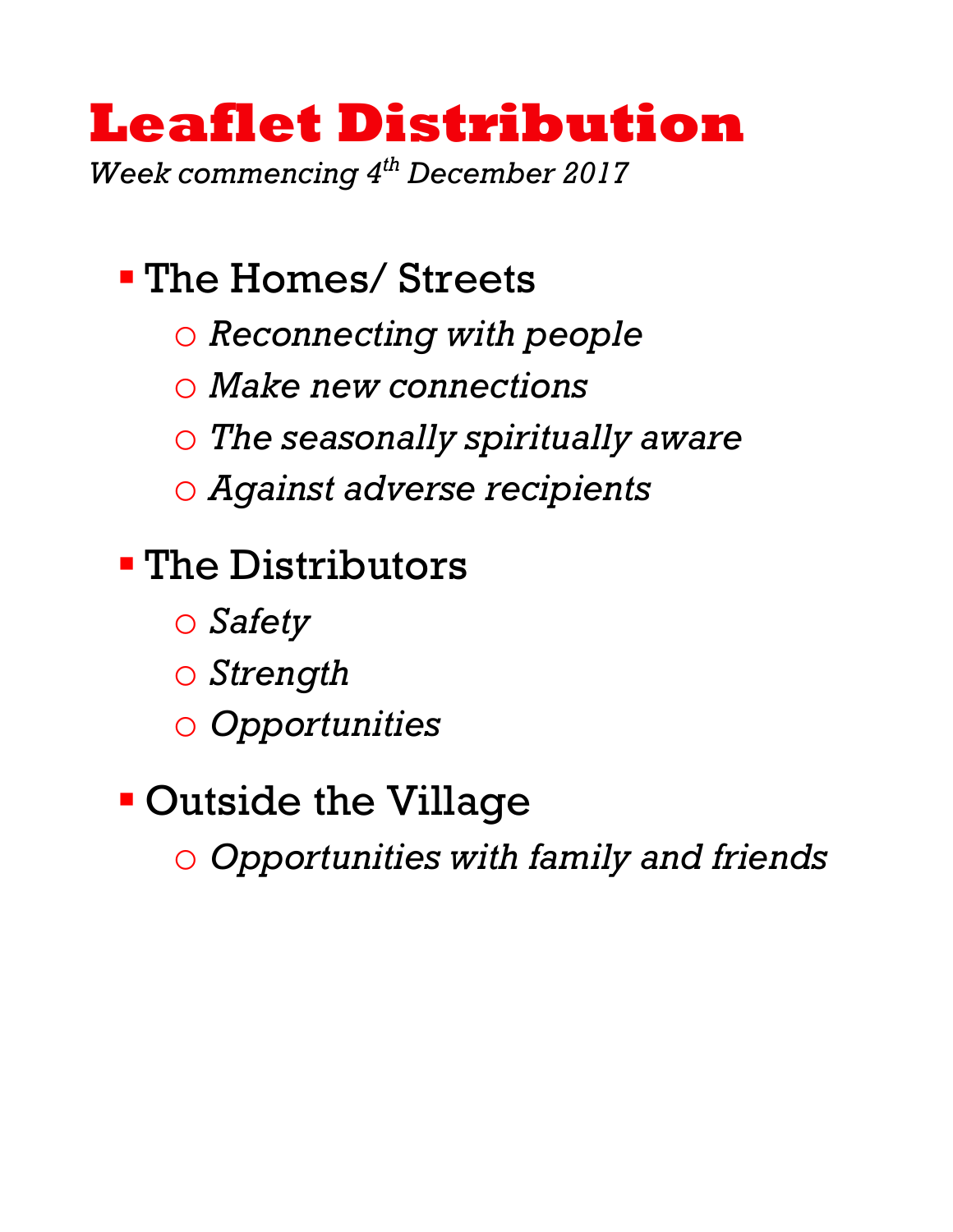# Leaflet Distribution

*Week commencing 4th December 2017*

- The Homes/ Streets
  - *Reconnecting with people*
  - *Make new connections*
  - *The seasonally spiritually aware*
  - *Against adverse recipients*
- The Distributors
  - *Safety*
  - *Strength*
  - *Opportunities*
- Outside the Village
  - *Opportunities with family and friends*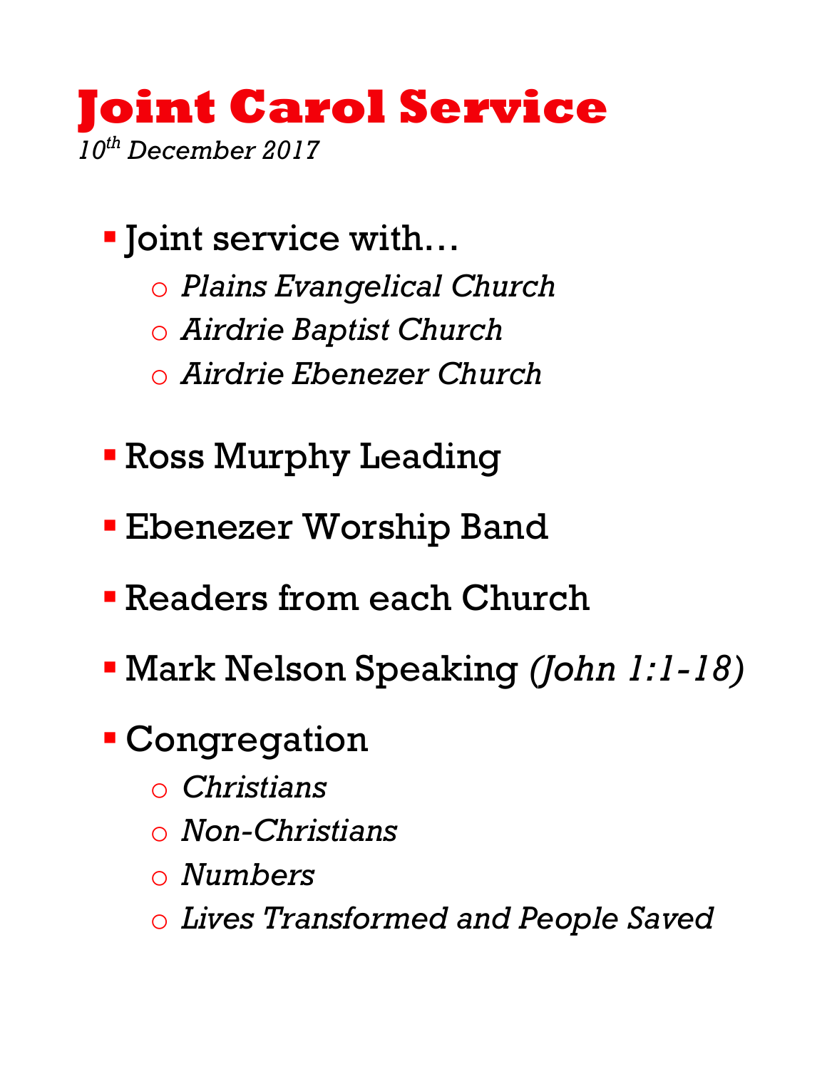# Joint Carol Service

*10th December 2017*

- Joint service with…
  - *Plains Evangelical Church*
  - *Airdrie Baptist Church*
  - *Airdrie Ebenezer Church*
- Ross Murphy Leading
- Ebenezer Worship Band
- Readers from each Church
- Mark Nelson Speaking *(John 1:1-18)*
- Congregation
  - *Christians*
  - *Non-Christians*
  - *Numbers*
  - *Lives Transformed and People Saved*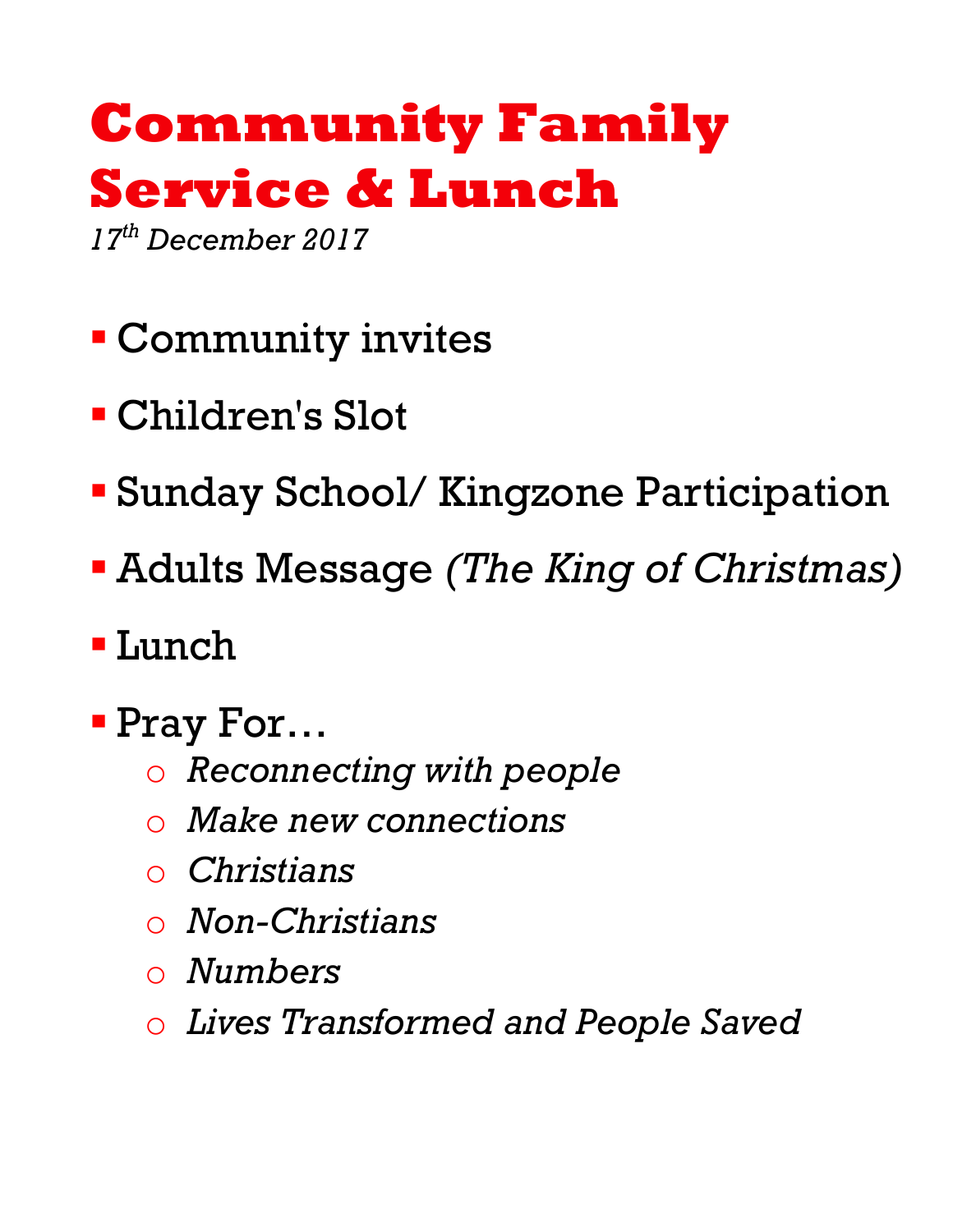# Community Family Service & Lunch

*17th December 2017*

- Community invites
- Children's Slot
- Sunday School/ Kingzone Participation
- Adults Message *(The King of Christmas)*
- Lunch
- Pray For…
  - *Reconnecting with people*
  - *Make new connections*
  - *Christians*
  - *Non-Christians*
  - *Numbers*
  - *Lives Transformed and People Saved*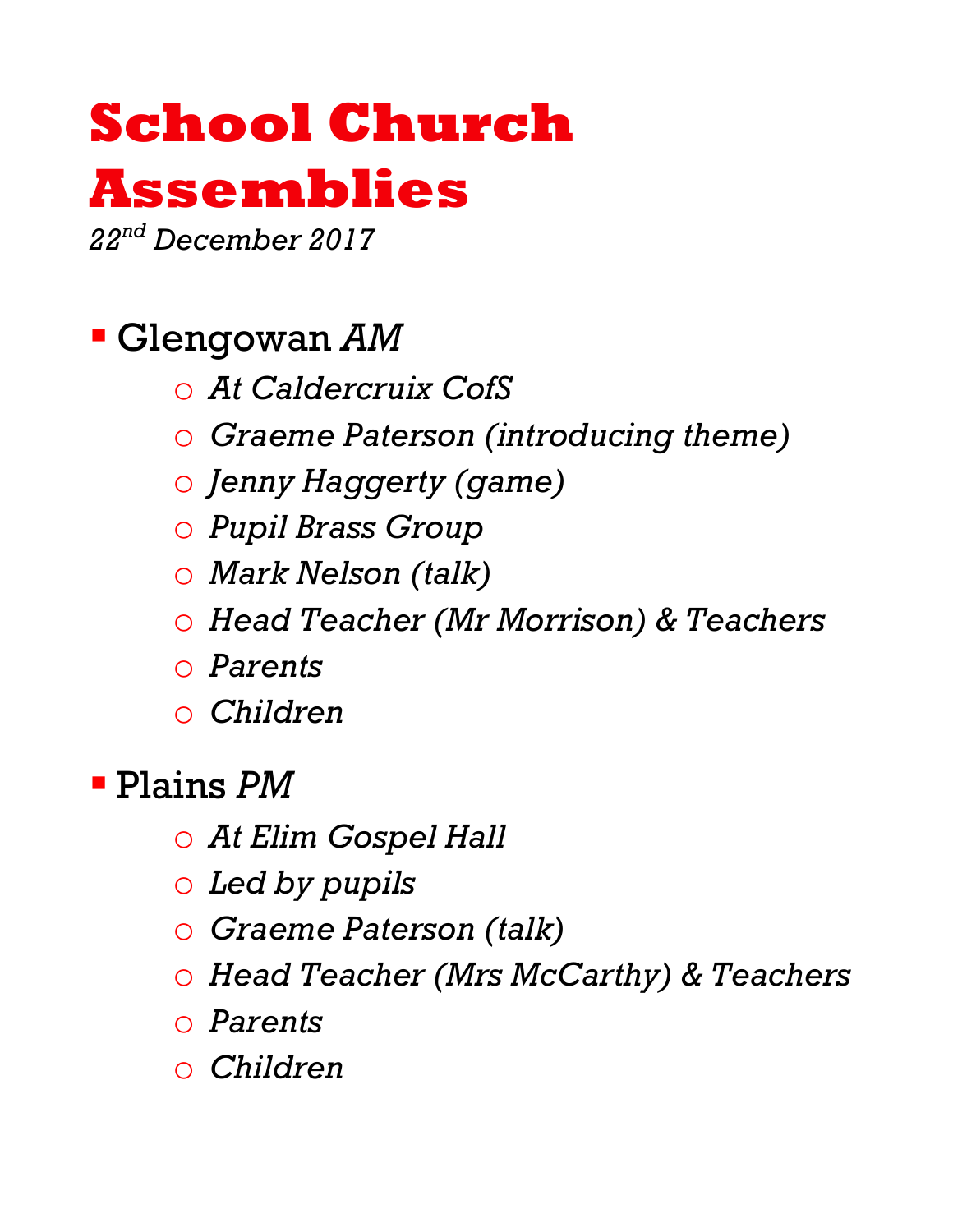# School Church Assemblies

*22nd December 2017*

- Glengowan *AM*
  - *At Caldercruix CofS*
  - *Graeme Paterson (introducing theme)*
  - *Jenny Haggerty (game)*
  - *Pupil Brass Group*
  - *Mark Nelson (talk)*
  - *Head Teacher (Mr Morrison) & Teachers*
  - *Parents*
  - *Children*
- Plains *PM*
  - *At Elim Gospel Hall*
  - *Led by pupils*
  - *Graeme Paterson (talk)*
  - *Head Teacher (Mrs McCarthy) & Teachers*
  - *Parents*
  - *Children*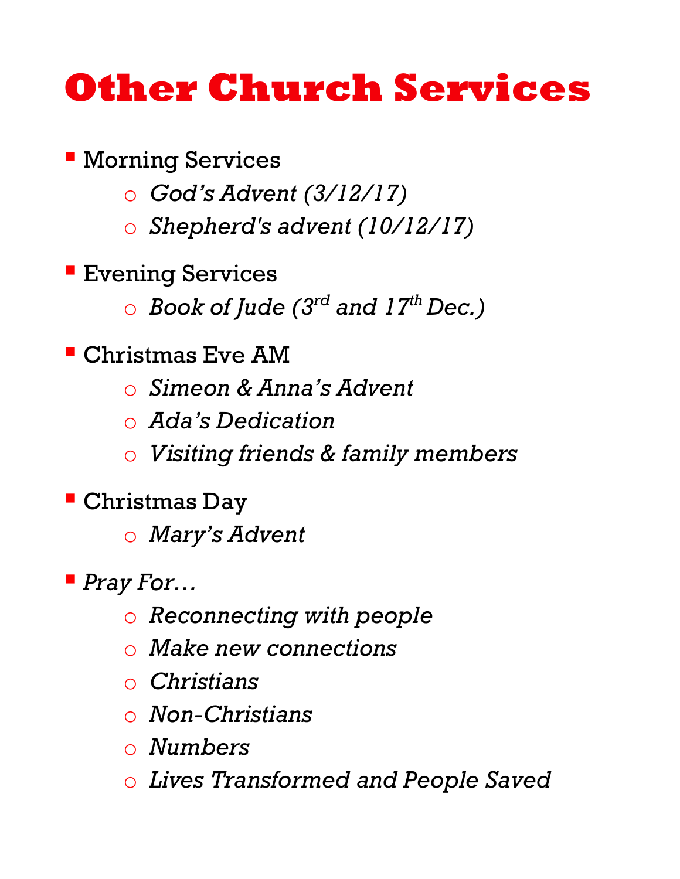# Other Church Services

- Morning Services
  - *God's Advent (3/12/17)*
  - *Shepherd's advent (10/12/17)*
- Evening Services
  - *Book of Jude (3rd and 17th Dec.)*
- Christmas Eve AM
  - *Simeon & Anna's Advent*
  - *Ada's Dedication*
  - *Visiting friends & family members*
- Christmas Day
  - *Mary's Advent*
- *Pray For…*
  - *Reconnecting with people*
  - *Make new connections*
  - *Christians*
  - *Non-Christians*
  - *Numbers*
  - *Lives Transformed and People Saved*